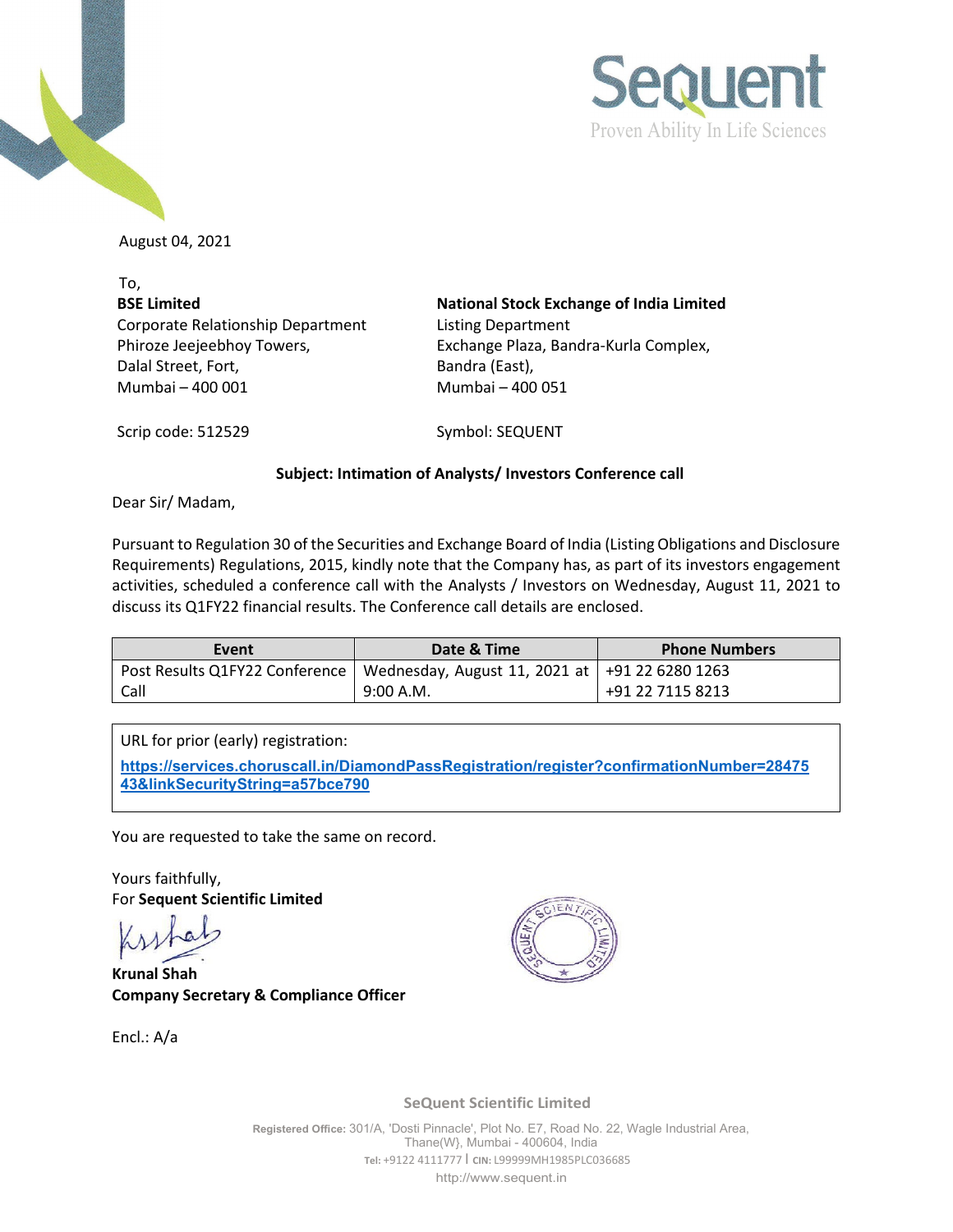Sequent
Proven Ability In Life Sciences

August 04, 2021

To,

| **BSE Limited** | **National Stock Exchange of India Limited** |
|---|---|
| Corporate Relationship Department | Listing Department |
| Phiroze Jeejeebhoy Towers, | Exchange Plaza, Bandra-Kurla Complex, |
| Dalal Street, Fort, | Bandra (East), |
| Mumbai – 400 001 | Mumbai – 400 051 |
| Scrip code: 512529 | Symbol: SEQUENT |

**Subject: Intimation of Analysts/ Investors Conference call**

Dear Sir/ Madam,

Pursuant to Regulation 30 of the Securities and Exchange Board of India (Listing Obligations and Disclosure Requirements) Regulations, 2015, kindly note that the Company has, as part of its investors engagement activities, scheduled a conference call with the Analysts / Investors on Wednesday, August 11, 2021 to discuss its Q1FY22 financial results. The Conference call details are enclosed.

| Event | Date & Time | Phone Numbers |
|---|---|---|
| Post Results Q1FY22 Conference Call | Wednesday, August 11, 2021 at 9:00 A.M. | +91 22 6280 1263<br>+91 22 7115 8213 |

URL for prior (early) registration:

**https://services.choruscall.in/DiamondPassRegistration/register?confirmationNumber=2847543&linkSecurityString=a57bce790**

You are requested to take the same on record.

Yours faithfully,
For **Sequent Scientific Limited**

**Krunal Shah**
**Company Secretary & Compliance Officer**

Encl.: A/a

**SeQuent Scientific Limited**

**Registered Office:** 301/A, 'Dosti Pinnacle', Plot No. E7, Road No. 22, Wagle Industrial Area, Thane(W}, Mumbai - 400604, India
**Tel:** +9122 4111777 | **CIN:** L99999MH1985PLC036685
http://www.sequent.in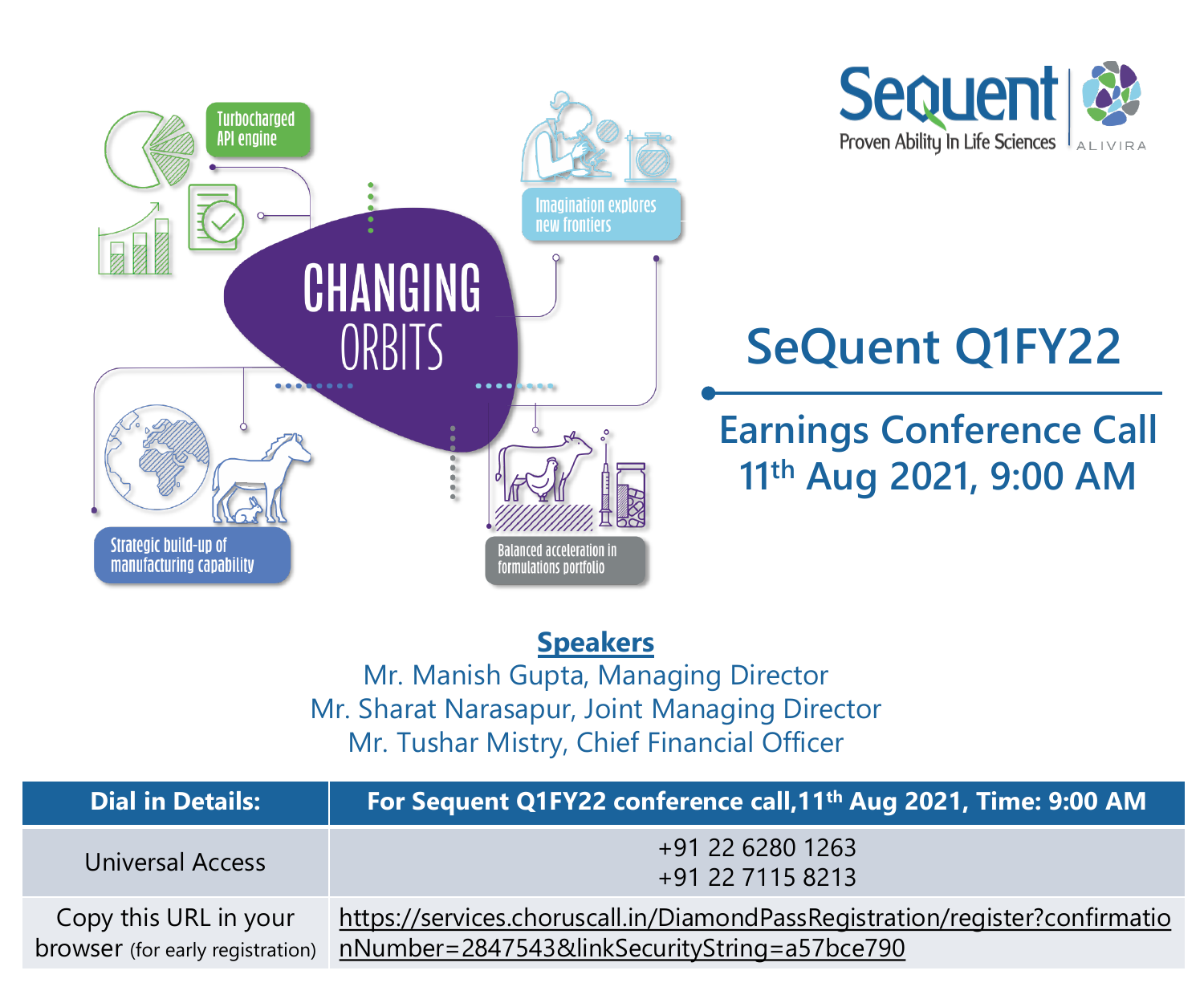Turbocharged API engine

Imagination explores new frontiers

CHANGING ORBITS

Strategic build-up of manufacturing capability

Balanced acceleration in formulations portfolio

Sequent
Proven Ability In Life Sciences
ALIVIRA

# SeQuent Q1FY22

## Earnings Conference Call
## 11th Aug 2021, 9:00 AM

**Speakers**

Mr. Manish Gupta, Managing Director
Mr. Sharat Narasapur, Joint Managing Director
Mr. Tushar Mistry, Chief Financial Officer

| Dial in Details: | For Sequent Q1FY22 conference call,11th Aug 2021, Time: 9:00 AM |
|---|---|
| Universal Access | +91 22 6280 1263<br>+91 22 7115 8213 |
| Copy this URL in your browser (for early registration) | https://services.choruscall.in/DiamondPassRegistration/register?confirmationNumber=2847543&linkSecurityString=a57bce790 |